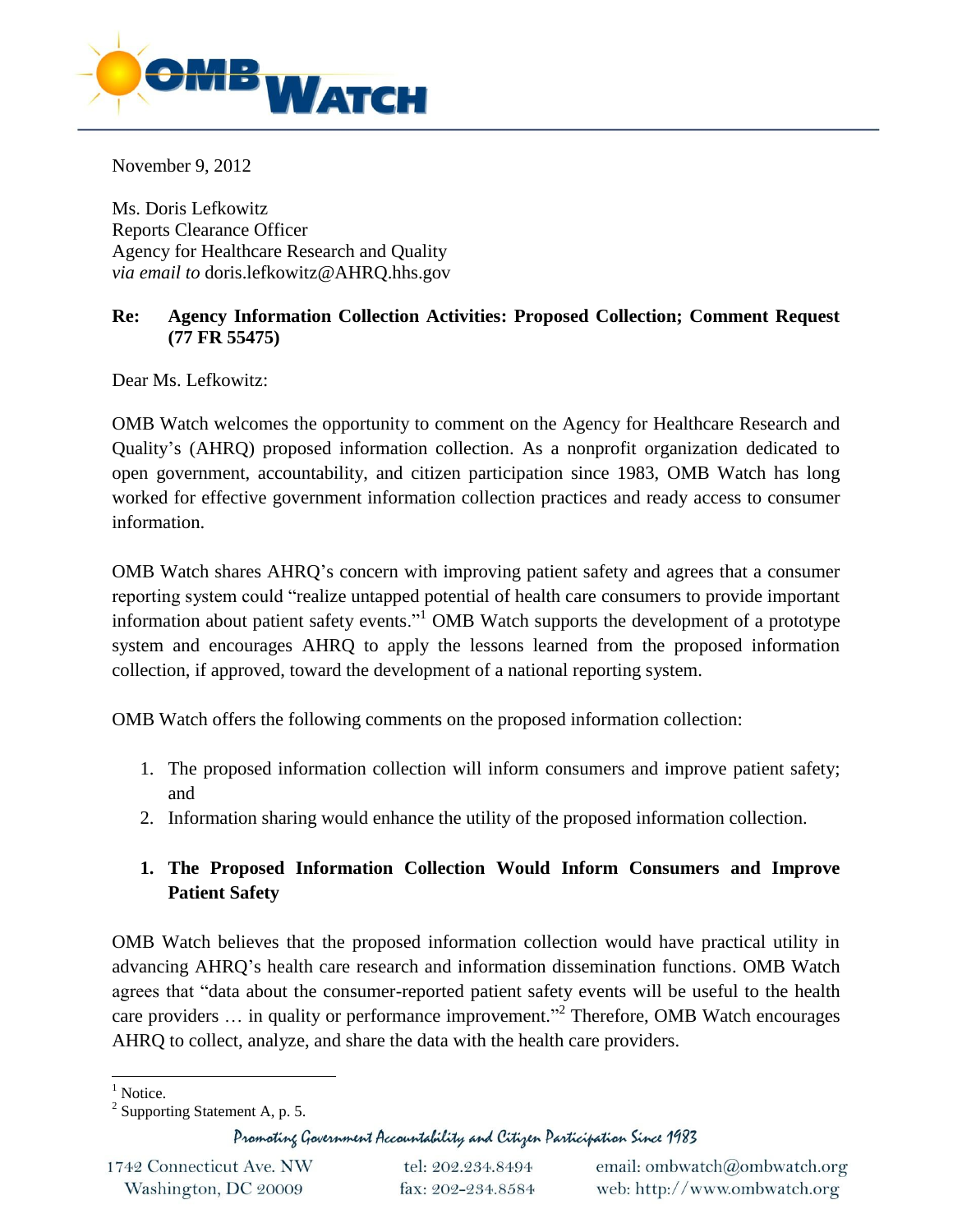November 9, 2012

Ms. Doris Lefkowitz
Reports Clearance Officer
Agency for Healthcare Research and Quality
*via email to* doris.lefkowitz@AHRQ.hhs.gov

**Re: Agency Information Collection Activities: Proposed Collection; Comment Request (77 FR 55475)**

Dear Ms. Lefkowitz:

OMB Watch welcomes the opportunity to comment on the Agency for Healthcare Research and Quality's (AHRQ) proposed information collection. As a nonprofit organization dedicated to open government, accountability, and citizen participation since 1983, OMB Watch has long worked for effective government information collection practices and ready access to consumer information.

OMB Watch shares AHRQ's concern with improving patient safety and agrees that a consumer reporting system could "realize untapped potential of health care consumers to provide important information about patient safety events."[1] OMB Watch supports the development of a prototype system and encourages AHRQ to apply the lessons learned from the proposed information collection, if approved, toward the development of a national reporting system.

OMB Watch offers the following comments on the proposed information collection:

1. The proposed information collection will inform consumers and improve patient safety; and
2. Information sharing would enhance the utility of the proposed information collection.

## 1. The Proposed Information Collection Would Inform Consumers and Improve Patient Safety

OMB Watch believes that the proposed information collection would have practical utility in advancing AHRQ's health care research and information dissemination functions. OMB Watch agrees that "data about the consumer-reported patient safety events will be useful to the health care providers … in quality or performance improvement."[2] Therefore, OMB Watch encourages AHRQ to collect, analyze, and share the data with the health care providers.

---

[1] Notice.

[2] Supporting Statement A, p. 5.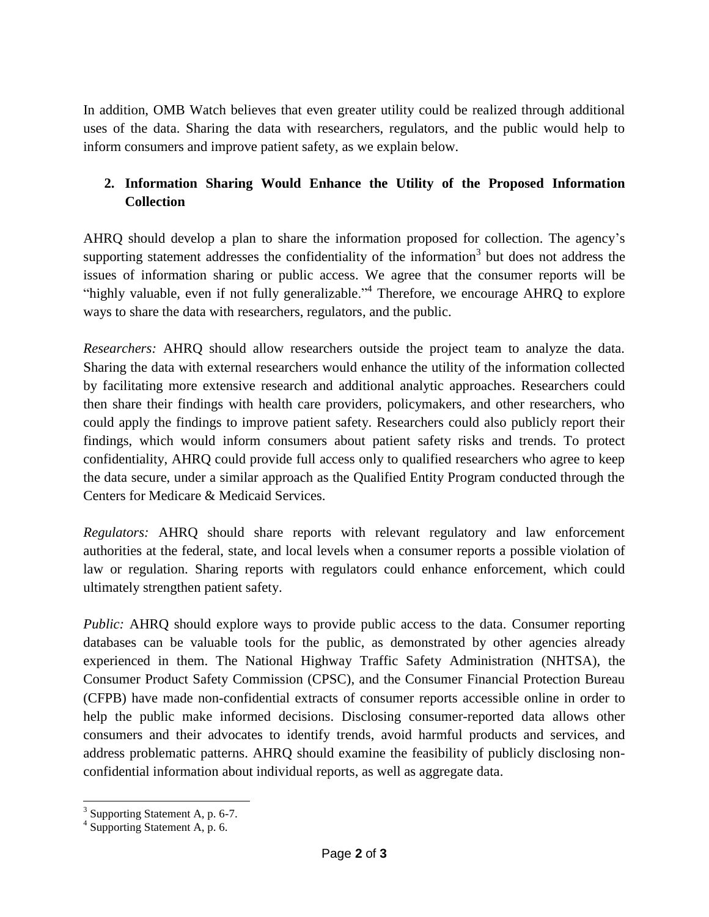In addition, OMB Watch believes that even greater utility could be realized through additional uses of the data. Sharing the data with researchers, regulators, and the public would help to inform consumers and improve patient safety, as we explain below.

## 2. Information Sharing Would Enhance the Utility of the Proposed Information Collection

AHRQ should develop a plan to share the information proposed for collection. The agency's supporting statement addresses the confidentiality of the information[3] but does not address the issues of information sharing or public access. We agree that the consumer reports will be "highly valuable, even if not fully generalizable."[4] Therefore, we encourage AHRQ to explore ways to share the data with researchers, regulators, and the public.

*Researchers:* AHRQ should allow researchers outside the project team to analyze the data. Sharing the data with external researchers would enhance the utility of the information collected by facilitating more extensive research and additional analytic approaches. Researchers could then share their findings with health care providers, policymakers, and other researchers, who could apply the findings to improve patient safety. Researchers could also publicly report their findings, which would inform consumers about patient safety risks and trends. To protect confidentiality, AHRQ could provide full access only to qualified researchers who agree to keep the data secure, under a similar approach as the Qualified Entity Program conducted through the Centers for Medicare & Medicaid Services.

*Regulators:* AHRQ should share reports with relevant regulatory and law enforcement authorities at the federal, state, and local levels when a consumer reports a possible violation of law or regulation. Sharing reports with regulators could enhance enforcement, which could ultimately strengthen patient safety.

*Public:* AHRQ should explore ways to provide public access to the data. Consumer reporting databases can be valuable tools for the public, as demonstrated by other agencies already experienced in them. The National Highway Traffic Safety Administration (NHTSA), the Consumer Product Safety Commission (CPSC), and the Consumer Financial Protection Bureau (CFPB) have made non-confidential extracts of consumer reports accessible online in order to help the public make informed decisions. Disclosing consumer-reported data allows other consumers and their advocates to identify trends, avoid harmful products and services, and address problematic patterns. AHRQ should examine the feasibility of publicly disclosing non-confidential information about individual reports, as well as aggregate data.

---

[3] Supporting Statement A, p. 6-7.

[4] Supporting Statement A, p. 6.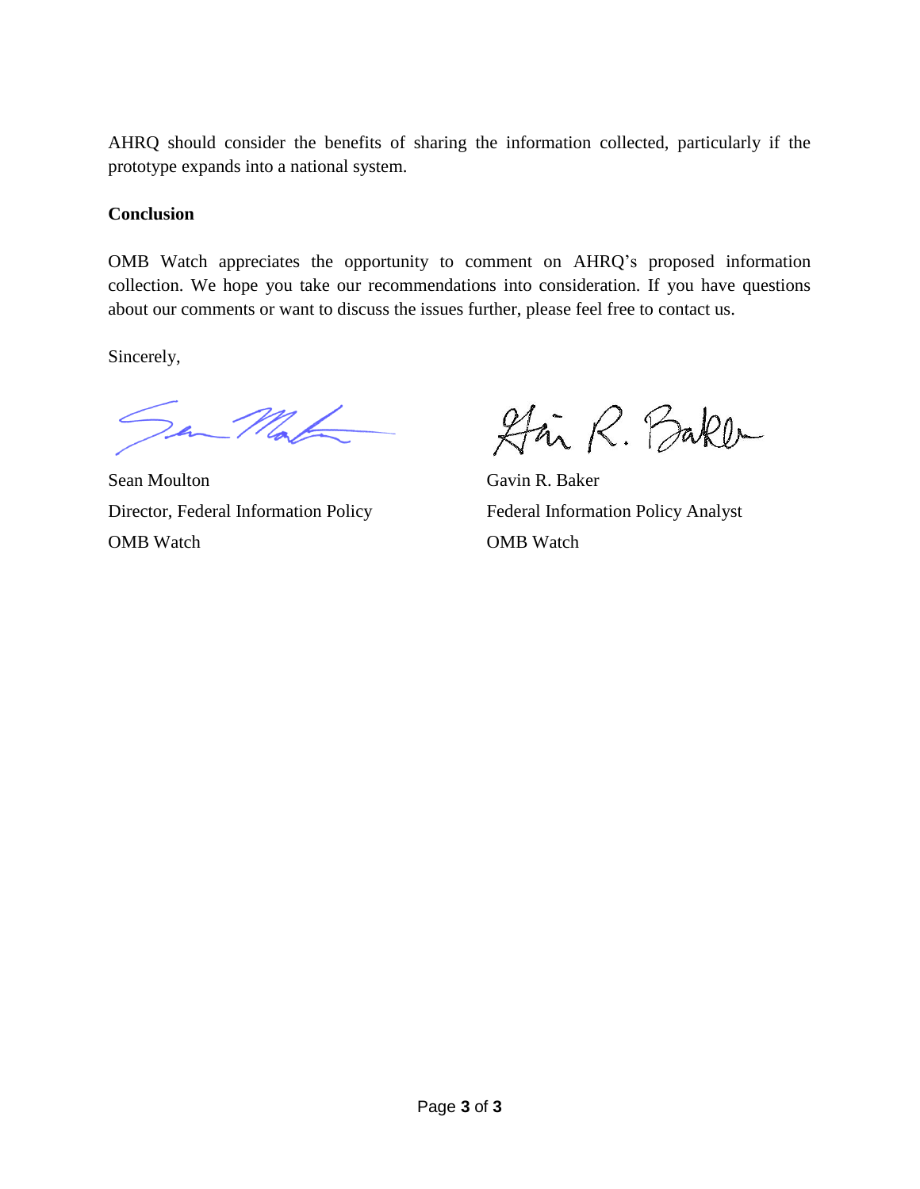AHRQ should consider the benefits of sharing the information collected, particularly if the prototype expands into a national system.

**Conclusion**

OMB Watch appreciates the opportunity to comment on AHRQ's proposed information collection. We hope you take our recommendations into consideration. If you have questions about our comments or want to discuss the issues further, please feel free to contact us.

Sincerely,

Sean Moulton
Director, Federal Information Policy
OMB Watch

Gavin R. Baker
Federal Information Policy Analyst
OMB Watch